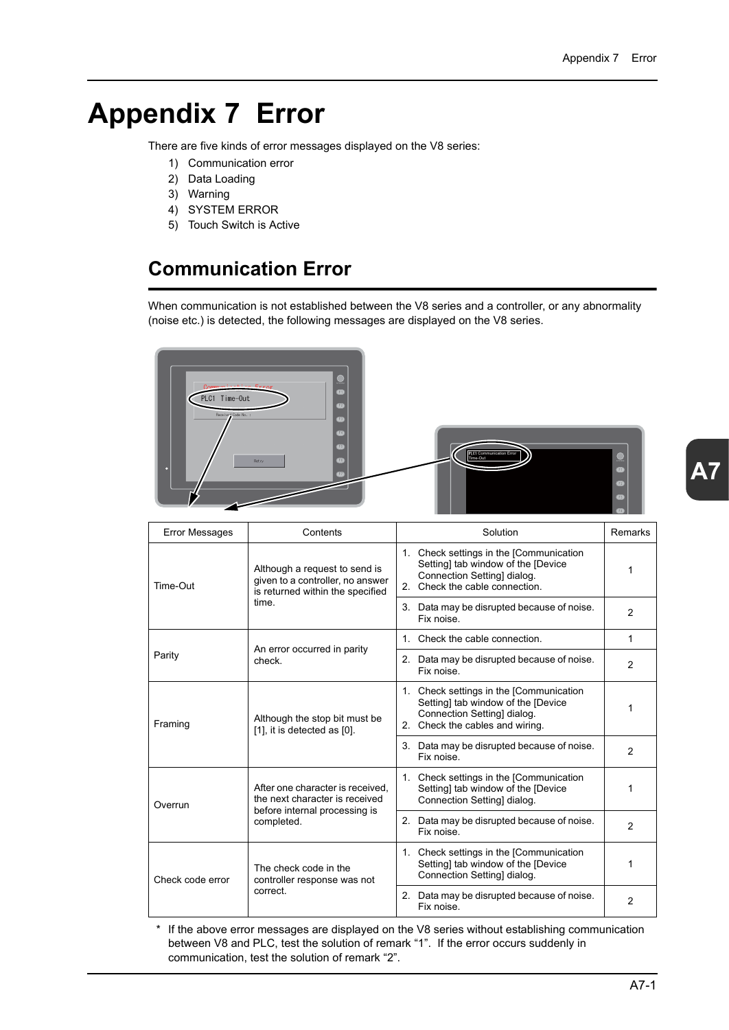# Appendix 7 Error

There are five kinds of error messages displayed on the V8 series:

1) Communication error
2) Data Loading
3) Warning
4) SYSTEM ERROR
5) Touch Switch is Active

## Communication Error

When communication is not established between the V8 series and a controller, or any abnormality (noise etc.) is detected, the following messages are displayed on the V8 series.

| Error Messages | Contents | Solution | Remarks |
|---|---|---|---|
| Time-Out | Although a request to send is given to a controller, no answer is returned within the specified time. | 1. Check settings in the [Communication Setting] tab window of the [Device Connection Setting] dialog.<br>2. Check the cable connection. | 1 |
| | | 3. Data may be disrupted because of noise. Fix noise. | 2 |
| Parity | An error occurred in parity check. | 1. Check the cable connection. | 1 |
| | | 2. Data may be disrupted because of noise. Fix noise. | 2 |
| Framing | Although the stop bit must be [1], it is detected as [0]. | 1. Check settings in the [Communication Setting] tab window of the [Device Connection Setting] dialog.<br>2. Check the cables and wiring. | 1 |
| | | 3. Data may be disrupted because of noise. Fix noise. | 2 |
| Overrun | After one character is received, the next character is received before internal processing is completed. | 1. Check settings in the [Communication Setting] tab window of the [Device Connection Setting] dialog. | 1 |
| | | 2. Data may be disrupted because of noise. Fix noise. | 2 |
| Check code error | The check code in the controller response was not correct. | 1. Check settings in the [Communication Setting] tab window of the [Device Connection Setting] dialog. | 1 |
| | | 2. Data may be disrupted because of noise. Fix noise. | 2 |

\* If the above error messages are displayed on the V8 series without establishing communication between V8 and PLC, test the solution of remark “1”. If the error occurs suddenly in communication, test the solution of remark “2”.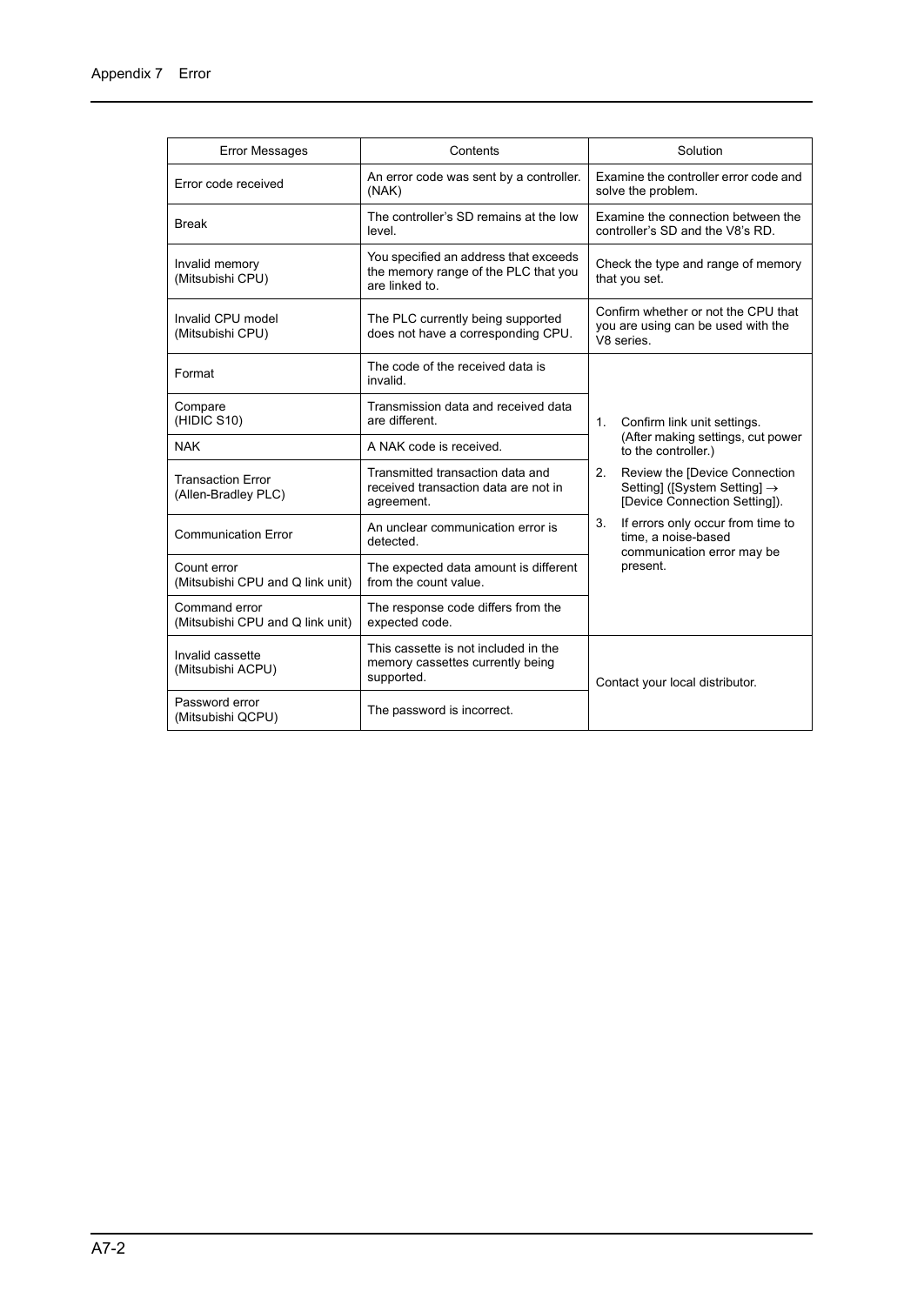| Error Messages | Contents | Solution |
|---|---|---|
| Error code received | An error code was sent by a controller. (NAK) | Examine the controller error code and solve the problem. |
| Break | The controller's SD remains at the low level. | Examine the connection between the controller's SD and the V8's RD. |
| Invalid memory (Mitsubishi CPU) | You specified an address that exceeds the memory range of the PLC that you are linked to. | Check the type and range of memory that you set. |
| Invalid CPU model (Mitsubishi CPU) | The PLC currently being supported does not have a corresponding CPU. | Confirm whether or not the CPU that you are using can be used with the V8 series. |
| Format | The code of the received data is invalid. | 1. Confirm link unit settings. (After making settings, cut power to the controller.) 2. Review the [Device Connection Setting] ([System Setting] → [Device Connection Setting]). 3. If errors only occur from time to time, a noise-based communication error may be present. |
| Compare (HIDIC S10) | Transmission data and received data are different. | |
| NAK | A NAK code is received. | |
| Transaction Error (Allen-Bradley PLC) | Transmitted transaction data and received transaction data are not in agreement. | |
| Communication Error | An unclear communication error is detected. | |
| Count error (Mitsubishi CPU and Q link unit) | The expected data amount is different from the count value. | |
| Command error (Mitsubishi CPU and Q link unit) | The response code differs from the expected code. | |
| Invalid cassette (Mitsubishi ACPU) | This cassette is not included in the memory cassettes currently being supported. | Contact your local distributor. |
| Password error (Mitsubishi QCPU) | The password is incorrect. | |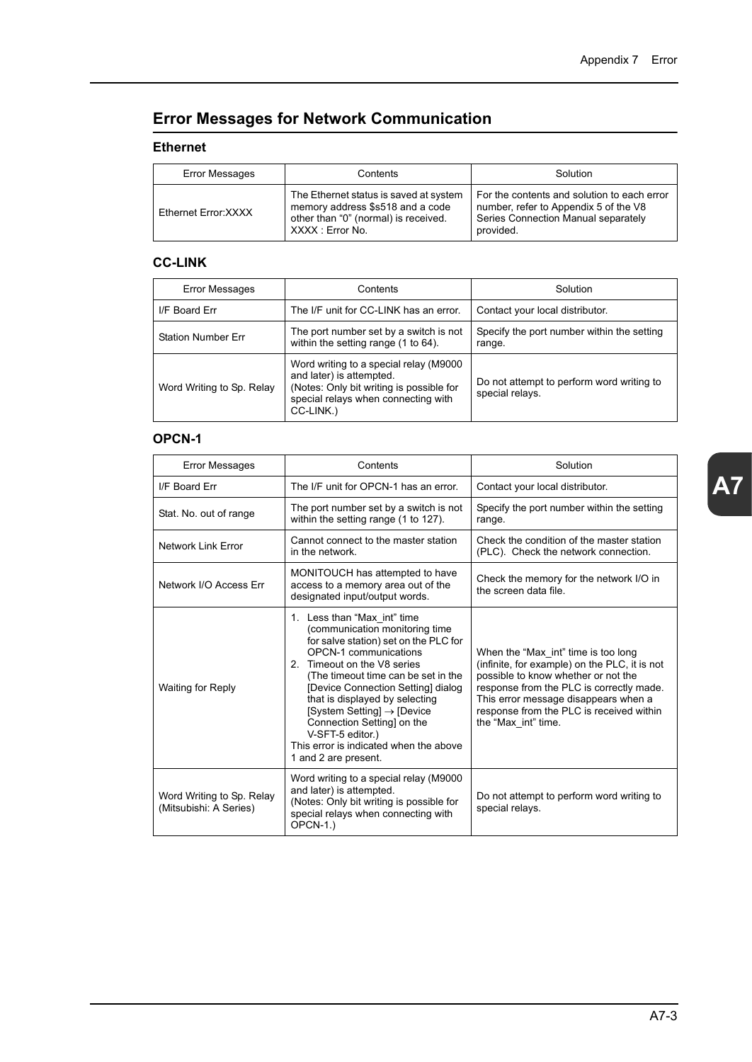## Error Messages for Network Communication

### Ethernet

| Error Messages | Contents | Solution |
|---|---|---|
| Ethernet Error:XXXX | The Ethernet status is saved at system memory address $s518 and a code other than "0" (normal) is received. XXXX : Error No. | For the contents and solution to each error number, refer to Appendix 5 of the V8 Series Connection Manual separately provided. |

### CC-LINK

| Error Messages | Contents | Solution |
|---|---|---|
| I/F Board Err | The I/F unit for CC-LINK has an error. | Contact your local distributor. |
| Station Number Err | The port number set by a switch is not within the setting range (1 to 64). | Specify the port number within the setting range. |
| Word Writing to Sp. Relay | Word writing to a special relay (M9000 and later) is attempted. (Notes: Only bit writing is possible for special relays when connecting with CC-LINK.) | Do not attempt to perform word writing to special relays. |

### OPCN-1

| Error Messages | Contents | Solution |
|---|---|---|
| I/F Board Err | The I/F unit for OPCN-1 has an error. | Contact your local distributor. |
| Stat. No. out of range | The port number set by a switch is not within the setting range (1 to 127). | Specify the port number within the setting range. |
| Network Link Error | Cannot connect to the master station in the network. | Check the condition of the master station (PLC). Check the network connection. |
| Network I/O Access Err | MONITOUCH has attempted to have access to a memory area out of the designated input/output words. | Check the memory for the network I/O in the screen data file. |
| Waiting for Reply | 1. Less than "Max_int" time (communication monitoring time for salve station) set on the PLC for OPCN-1 communications<br>2. Timeout on the V8 series (The timeout time can be set in the [Device Connection Setting] dialog that is displayed by selecting [System Setting] → [Device Connection Setting] on the V-SFT-5 editor.)<br>This error is indicated when the above 1 and 2 are present. | When the "Max_int" time is too long (infinite, for example) on the PLC, it is not possible to know whether or not the response from the PLC is correctly made. This error message disappears when a response from the PLC is received within the "Max_int" time. |
| Word Writing to Sp. Relay (Mitsubishi: A Series) | Word writing to a special relay (M9000 and later) is attempted. (Notes: Only bit writing is possible for special relays when connecting with OPCN-1.) | Do not attempt to perform word writing to special relays. |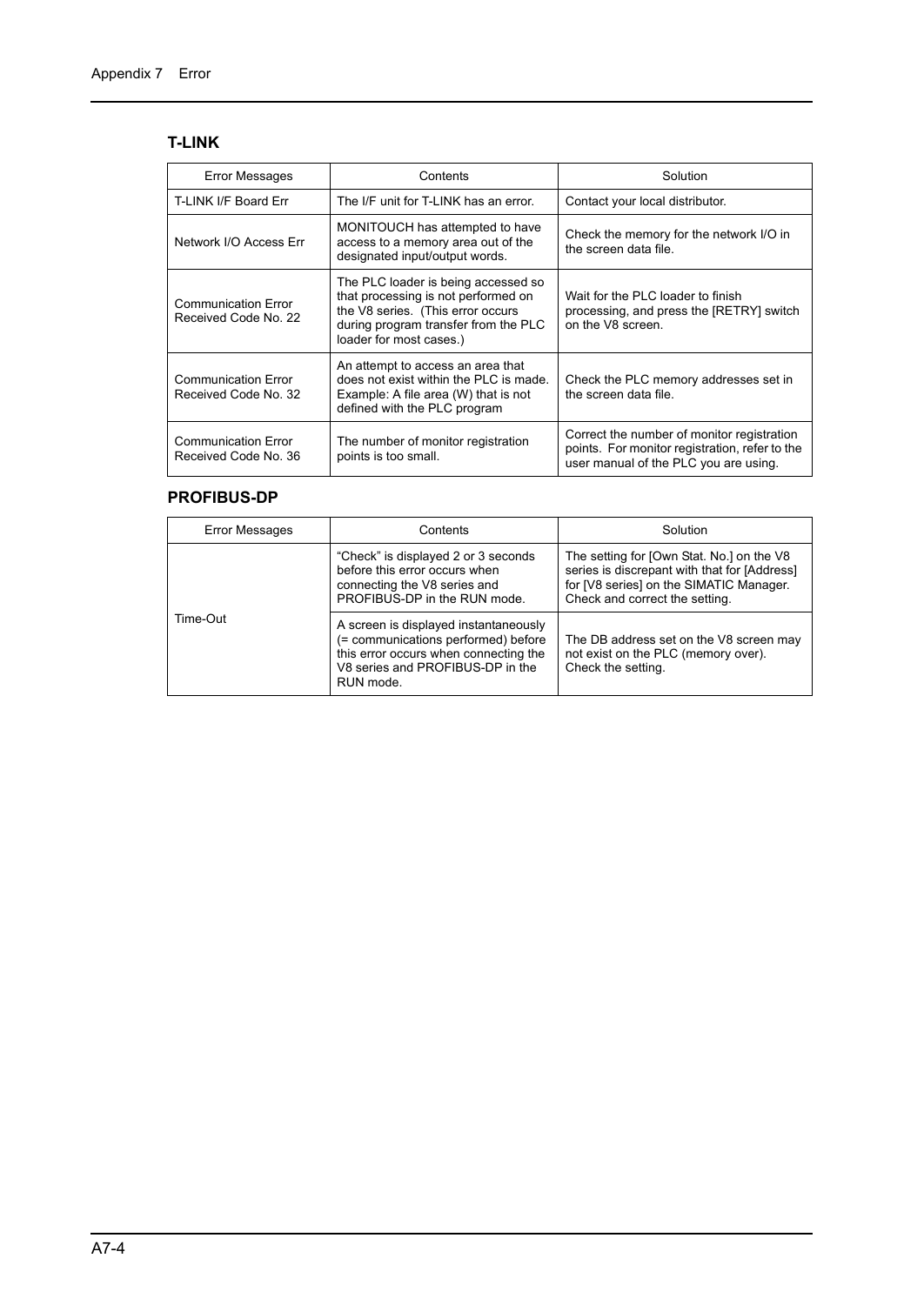## T-LINK

| Error Messages | Contents | Solution |
|---|---|---|
| T-LINK I/F Board Err | The I/F unit for T-LINK has an error. | Contact your local distributor. |
| Network I/O Access Err | MONITOUCH has attempted to have access to a memory area out of the designated input/output words. | Check the memory for the network I/O in the screen data file. |
| Communication Error Received Code No. 22 | The PLC loader is being accessed so that processing is not performed on the V8 series. (This error occurs during program transfer from the PLC loader for most cases.) | Wait for the PLC loader to finish processing, and press the [RETRY] switch on the V8 screen. |
| Communication Error Received Code No. 32 | An attempt to access an area that does not exist within the PLC is made. Example: A file area (W) that is not defined with the PLC program | Check the PLC memory addresses set in the screen data file. |
| Communication Error Received Code No. 36 | The number of monitor registration points is too small. | Correct the number of monitor registration points. For monitor registration, refer to the user manual of the PLC you are using. |

## PROFIBUS-DP

| Error Messages | Contents | Solution |
|---|---|---|
| Time-Out | "Check" is displayed 2 or 3 seconds before this error occurs when connecting the V8 series and PROFIBUS-DP in the RUN mode. | The setting for [Own Stat. No.] on the V8 series is discrepant with that for [Address] for [V8 series] on the SIMATIC Manager. Check and correct the setting. |
| | A screen is displayed instantaneously (= communications performed) before this error occurs when connecting the V8 series and PROFIBUS-DP in the RUN mode. | The DB address set on the V8 screen may not exist on the PLC (memory over). Check the setting. |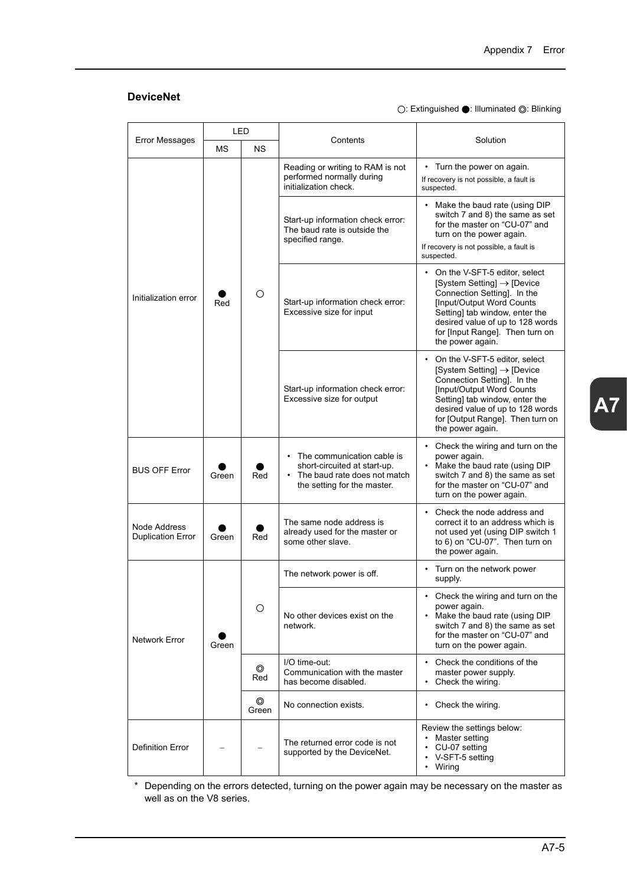## DeviceNet

○: Extinguished ●: Illuminated ◎: Blinking

| Error Messages | LED | | Contents | Solution |
|---|---|---|---|---|
| | MS | NS | | |
| Initialization error | ● Red | ○ | Reading or writing to RAM is not performed normally during initialization check. | • Turn the power on again. If recovery is not possible, a fault is suspected. |
| | | | Start-up information check error: The baud rate is outside the specified range. | • Make the baud rate (using DIP switch 7 and 8) the same as set for the master on "CU-07" and turn on the power again. If recovery is not possible, a fault is suspected. |
| | | | Start-up information check error: Excessive size for input | • On the V-SFT-5 editor, select [System Setting] → [Device Connection Setting]. In the [Input/Output Word Counts Setting] tab window, enter the desired value of up to 128 words for [Input Range]. Then turn on the power again. |
| | | | Start-up information check error: Excessive size for output | • On the V-SFT-5 editor, select [System Setting] → [Device Connection Setting]. In the [Input/Output Word Counts Setting] tab window, enter the desired value of up to 128 words for [Output Range]. Then turn on the power again. |
| BUS OFF Error | ● Green | ● Red | • The communication cable is short-circuited at start-up. • The baud rate does not match the setting for the master. | • Check the wiring and turn on the power again. • Make the baud rate (using DIP switch 7 and 8) the same as set for the master on "CU-07" and turn on the power again. |
| Node Address Duplication Error | ● Green | ● Red | The same node address is already used for the master or some other slave. | • Check the node address and correct it to an address which is not used yet (using DIP switch 1 to 6) on "CU-07". Then turn on the power again. |
| Network Error | ● Green | ○ | The network power is off. | • Turn on the network power supply. |
| | | | No other devices exist on the network. | • Check the wiring and turn on the power again. • Make the baud rate (using DIP switch 7 and 8) the same as set for the master on "CU-07" and turn on the power again. |
| | | ◎ Red | I/O time-out: Communication with the master has become disabled. | • Check the conditions of the master power supply. • Check the wiring. |
| | | ◎ Green | No connection exists. | • Check the wiring. |
| Definition Error | – | – | The returned error code is not supported by the DeviceNet. | Review the settings below: • Master setting • CU-07 setting • V-SFT-5 setting • Wiring |

* Depending on the errors detected, turning on the power again may be necessary on the master as well as on the V8 series.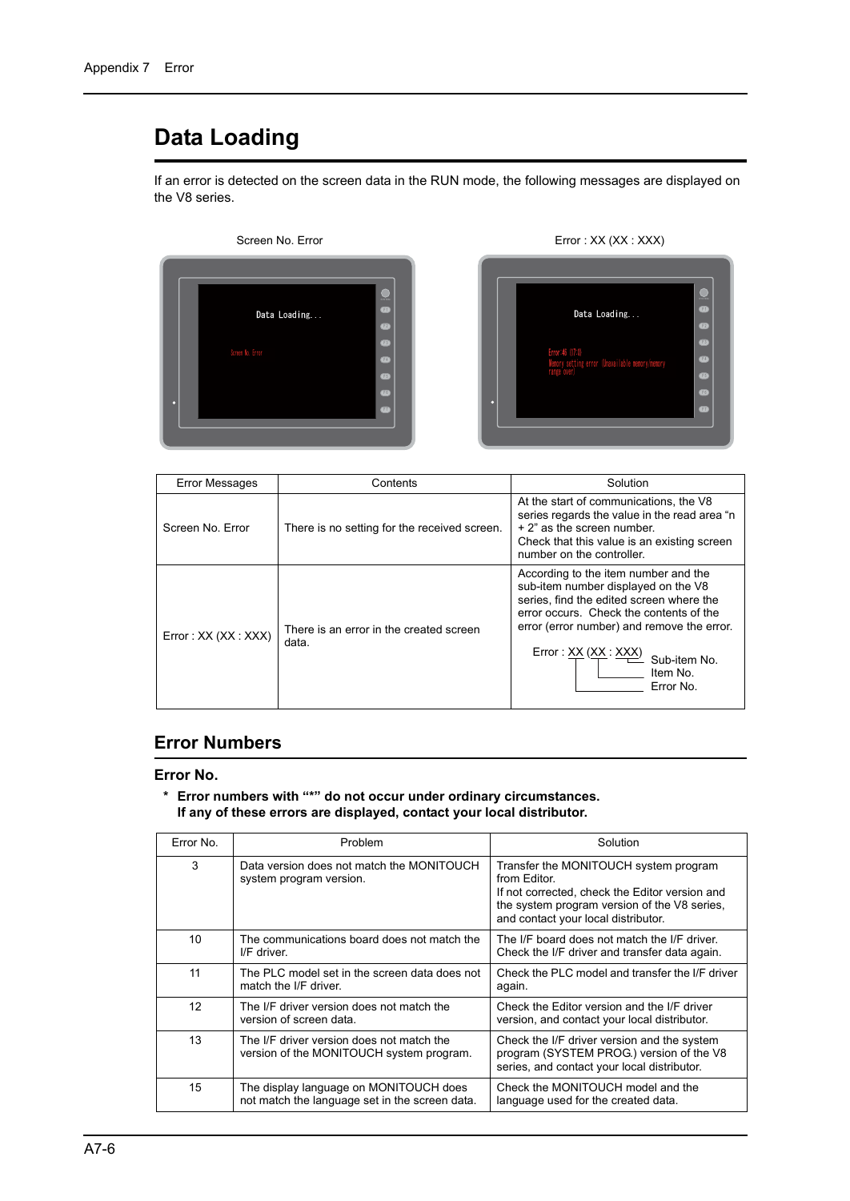# Data Loading

If an error is detected on the screen data in the RUN mode, the following messages are displayed on the V8 series.

Screen No. Error

Error : XX (XX : XXX)

| Error Messages | Contents | Solution |
|---|---|---|
| Screen No. Error | There is no setting for the received screen. | At the start of communications, the V8 series regards the value in the read area “n + 2” as the screen number. Check that this value is an existing screen number on the controller. |
| Error : XX (XX : XXX) | There is an error in the created screen data. | According to the item number and the sub-item number displayed on the V8 series, find the edited screen where the error occurs. Check the contents of the error (error number) and remove the error. Error : XX (XX : XXX) — Sub-item No. / Item No. / Error No. |

## Error Numbers

### Error No.

\* **Error numbers with “*” do not occur under ordinary circumstances. If any of these errors are displayed, contact your local distributor.**

| Error No. | Problem | Solution |
|---|---|---|
| 3 | Data version does not match the MONITOUCH system program version. | Transfer the MONITOUCH system program from Editor. If not corrected, check the Editor version and the system program version of the V8 series, and contact your local distributor. |
| 10 | The communications board does not match the I/F driver. | The I/F board does not match the I/F driver. Check the I/F driver and transfer data again. |
| 11 | The PLC model set in the screen data does not match the I/F driver. | Check the PLC model and transfer the I/F driver again. |
| 12 | The I/F driver version does not match the version of screen data. | Check the Editor version and the I/F driver version, and contact your local distributor. |
| 13 | The I/F driver version does not match the version of the MONITOUCH system program. | Check the I/F driver version and the system program (SYSTEM PROG.) version of the V8 series, and contact your local distributor. |
| 15 | The display language on MONITOUCH does not match the language set in the screen data. | Check the MONITOUCH model and the language used for the created data. |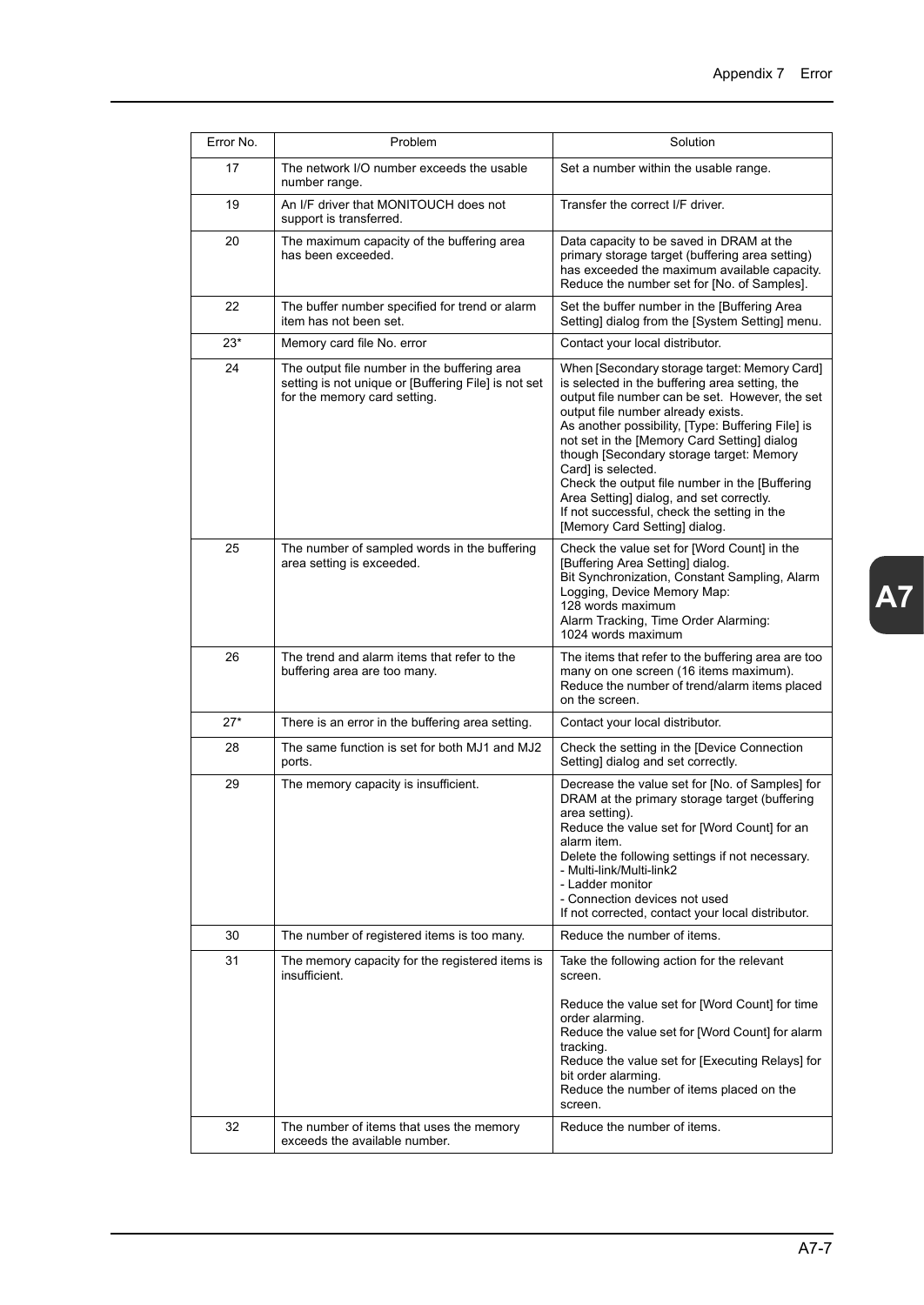| Error No. | Problem | Solution |
|---|---|---|
| 17 | The network I/O number exceeds the usable number range. | Set a number within the usable range. |
| 19 | An I/F driver that MONITOUCH does not support is transferred. | Transfer the correct I/F driver. |
| 20 | The maximum capacity of the buffering area has been exceeded. | Data capacity to be saved in DRAM at the primary storage target (buffering area setting) has exceeded the maximum available capacity. Reduce the number set for [No. of Samples]. |
| 22 | The buffer number specified for trend or alarm item has not been set. | Set the buffer number in the [Buffering Area Setting] dialog from the [System Setting] menu. |
| 23* | Memory card file No. error | Contact your local distributor. |
| 24 | The output file number in the buffering area setting is not unique or [Buffering File] is not set for the memory card setting. | When [Secondary storage target: Memory Card] is selected in the buffering area setting, the output file number can be set. However, the set output file number already exists.<br>As another possibility, [Type: Buffering File] is not set in the [Memory Card Setting] dialog though [Secondary storage target: Memory Card] is selected.<br>Check the output file number in the [Buffering Area Setting] dialog, and set correctly.<br>If not successful, check the setting in the [Memory Card Setting] dialog. |
| 25 | The number of sampled words in the buffering area setting is exceeded. | Check the value set for [Word Count] in the [Buffering Area Setting] dialog.<br>Bit Synchronization, Constant Sampling, Alarm Logging, Device Memory Map:<br>128 words maximum<br>Alarm Tracking, Time Order Alarming:<br>1024 words maximum |
| 26 | The trend and alarm items that refer to the buffering area are too many. | The items that refer to the buffering area are too many on one screen (16 items maximum).<br>Reduce the number of trend/alarm items placed on the screen. |
| 27* | There is an error in the buffering area setting. | Contact your local distributor. |
| 28 | The same function is set for both MJ1 and MJ2 ports. | Check the setting in the [Device Connection Setting] dialog and set correctly. |
| 29 | The memory capacity is insufficient. | Decrease the value set for [No. of Samples] for DRAM at the primary storage target (buffering area setting).<br>Reduce the value set for [Word Count] for an alarm item.<br>Delete the following settings if not necessary.<br>- Multi-link/Multi-link2<br>- Ladder monitor<br>- Connection devices not used<br>If not corrected, contact your local distributor. |
| 30 | The number of registered items is too many. | Reduce the number of items. |
| 31 | The memory capacity for the registered items is insufficient. | Take the following action for the relevant screen.<br><br>Reduce the value set for [Word Count] for time order alarming.<br>Reduce the value set for [Word Count] for alarm tracking.<br>Reduce the value set for [Executing Relays] for bit order alarming.<br>Reduce the number of items placed on the screen. |
| 32 | The number of items that uses the memory exceeds the available number. | Reduce the number of items. |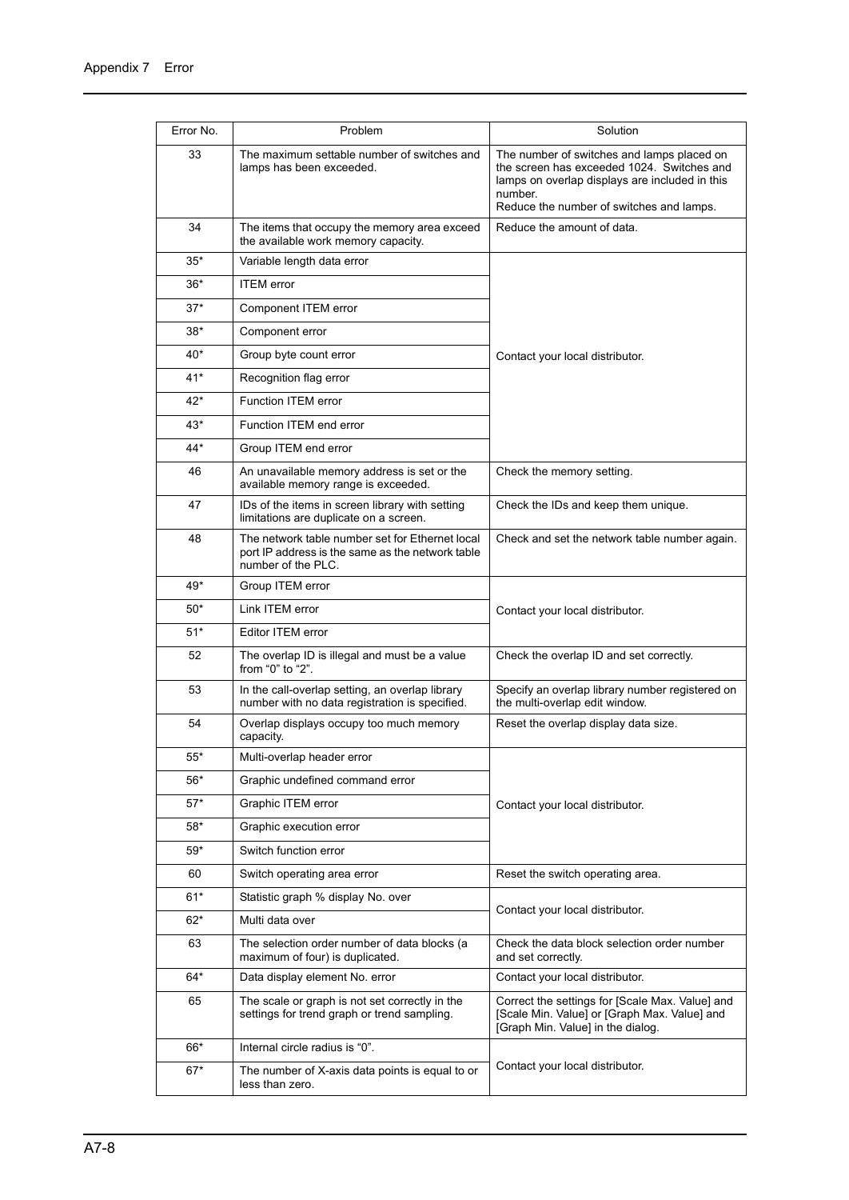| Error No. | Problem | Solution |
| --- | --- | --- |
| 33 | The maximum settable number of switches and lamps has been exceeded. | The number of switches and lamps placed on the screen has exceeded 1024. Switches and lamps on overlap displays are included in this number. Reduce the number of switches and lamps. |
| 34 | The items that occupy the memory area exceed the available work memory capacity. | Reduce the amount of data. |
| 35* | Variable length data error | Contact your local distributor. |
| 36* | ITEM error | |
| 37* | Component ITEM error | |
| 38* | Component error | |
| 40* | Group byte count error | |
| 41* | Recognition flag error | |
| 42* | Function ITEM error | |
| 43* | Function ITEM end error | |
| 44* | Group ITEM end error | |
| 46 | An unavailable memory address is set or the available memory range is exceeded. | Check the memory setting. |
| 47 | IDs of the items in screen library with setting limitations are duplicate on a screen. | Check the IDs and keep them unique. |
| 48 | The network table number set for Ethernet local port IP address is the same as the network table number of the PLC. | Check and set the network table number again. |
| 49* | Group ITEM error | Contact your local distributor. |
| 50* | Link ITEM error | |
| 51* | Editor ITEM error | |
| 52 | The overlap ID is illegal and must be a value from "0" to "2". | Check the overlap ID and set correctly. |
| 53 | In the call-overlap setting, an overlap library number with no data registration is specified. | Specify an overlap library number registered on the multi-overlap edit window. |
| 54 | Overlap displays occupy too much memory capacity. | Reset the overlap display data size. |
| 55* | Multi-overlap header error | Contact your local distributor. |
| 56* | Graphic undefined command error | |
| 57* | Graphic ITEM error | |
| 58* | Graphic execution error | |
| 59* | Switch function error | |
| 60 | Switch operating area error | Reset the switch operating area. |
| 61* | Statistic graph % display No. over | Contact your local distributor. |
| 62* | Multi data over | |
| 63 | The selection order number of data blocks (a maximum of four) is duplicated. | Check the data block selection order number and set correctly. |
| 64* | Data display element No. error | Contact your local distributor. |
| 65 | The scale or graph is not set correctly in the settings for trend graph or trend sampling. | Correct the settings for [Scale Max. Value] and [Scale Min. Value] or [Graph Max. Value] and [Graph Min. Value] in the dialog. |
| 66* | Internal circle radius is "0". | Contact your local distributor. |
| 67* | The number of X-axis data points is equal to or less than zero. | |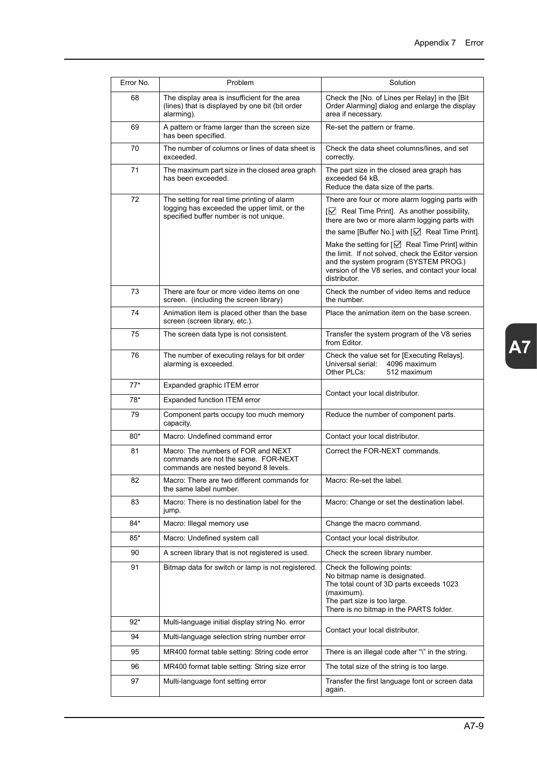| Error No. | Problem | Solution |
|---|---|---|
| 68 | The display area is insufficient for the area (lines) that is displayed by one bit (bit order alarming). | Check the [No. of Lines per Relay] in the [Bit Order Alarming] dialog and enlarge the display area if necessary. |
| 69 | A pattern or frame larger than the screen size has been specified. | Re-set the pattern or frame. |
| 70 | The number of columns or lines of data sheet is exceeded. | Check the data sheet columns/lines, and set correctly. |
| 71 | The maximum part size in the closed area graph has been exceeded. | The part size in the closed area graph has exceeded 64 kB.<br>Reduce the data size of the parts. |
| 72 | The setting for real time printing of alarm logging has exceeded the upper limit, or the specified buffer number is not unique. | There are four or more alarm logging parts with [☑ Real Time Print]. As another possibility, there are two or more alarm logging parts with the same [Buffer No.] with [☑ Real Time Print].<br>Make the setting for [☑ Real Time Print] within the limit. If not solved, check the Editor version and the system program (SYSTEM PROG.) version of the V8 series, and contact your local distributor. |
| 73 | There are four or more video items on one screen. (including the screen library) | Check the number of video items and reduce the number. |
| 74 | Animation item is placed other than the base screen (screen library, etc.). | Place the animation item on the base screen. |
| 75 | The screen data type is not consistent. | Transfer the system program of the V8 series from Editor. |
| 76 | The number of executing relays for bit order alarming is exceeded. | Check the value set for [Executing Relays].<br>Universal serial: 4096 maximum<br>Other PLCs: 512 maximum |
| 77* | Expanded graphic ITEM error | Contact your local distributor. |
| 78* | Expanded function ITEM error | |
| 79 | Component parts occupy too much memory capacity. | Reduce the number of component parts. |
| 80* | Macro: Undefined command error | Contact your local distributor. |
| 81 | Macro: The numbers of FOR and NEXT commands are not the same. FOR-NEXT commands are nested beyond 8 levels. | Correct the FOR-NEXT commands. |
| 82 | Macro: There are two different commands for the same label number. | Macro: Re-set the label. |
| 83 | Macro: There is no destination label for the jump. | Macro: Change or set the destination label. |
| 84* | Macro: Illegal memory use | Change the macro command. |
| 85* | Macro: Undefined system call | Contact your local distributor. |
| 90 | A screen library that is not registered is used. | Check the screen library number. |
| 91 | Bitmap data for switch or lamp is not registered. | Check the following points:<br>No bitmap name is designated.<br>The total count of 3D parts exceeds 1023 (maximum).<br>The part size is too large.<br>There is no bitmap in the PARTS folder. |
| 92* | Multi-language initial display string No. error | Contact your local distributor. |
| 94 | Multi-language selection string number error | |
| 95 | MR400 format table setting: String code error | There is an illegal code after "\" in the string. |
| 96 | MR400 format table setting: String size error | The total size of the string is too large. |
| 97 | Multi-language font setting error | Transfer the first language font or screen data again. |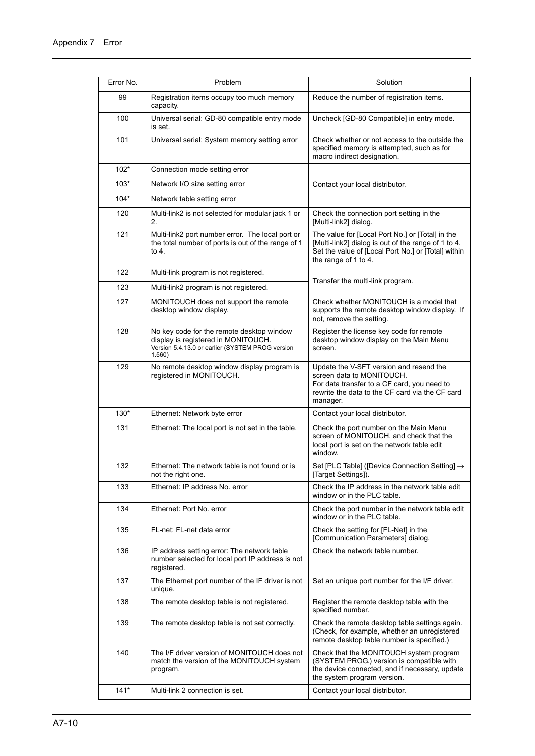| Error No. | Problem | Solution |
|---|---|---|
| 99 | Registration items occupy too much memory capacity. | Reduce the number of registration items. |
| 100 | Universal serial: GD-80 compatible entry mode is set. | Uncheck [GD-80 Compatible] in entry mode. |
| 101 | Universal serial: System memory setting error | Check whether or not access to the outside the specified memory is attempted, such as for macro indirect designation. |
| 102* | Connection mode setting error | Contact your local distributor. |
| 103* | Network I/O size setting error | |
| 104* | Network table setting error | |
| 120 | Multi-link2 is not selected for modular jack 1 or 2. | Check the connection port setting in the [Multi-link2] dialog. |
| 121 | Multi-link2 port number error. The local port or the total number of ports is out of the range of 1 to 4. | The value for [Local Port No.] or [Total] in the [Multi-link2] dialog is out of the range of 1 to 4. Set the value of [Local Port No.] or [Total] within the range of 1 to 4. |
| 122 | Multi-link program is not registered. | Transfer the multi-link program. |
| 123 | Multi-link2 program is not registered. | |
| 127 | MONITOUCH does not support the remote desktop window display. | Check whether MONITOUCH is a model that supports the remote desktop window display. If not, remove the setting. |
| 128 | No key code for the remote desktop window display is registered in MONITOUCH. Version 5.4.13.0 or earlier (SYSTEM PROG version 1.560) | Register the license key code for remote desktop window display on the Main Menu screen. |
| 129 | No remote desktop window display program is registered in MONITOUCH. | Update the V-SFT version and resend the screen data to MONITOUCH. For data transfer to a CF card, you need to rewrite the data to the CF card via the CF card manager. |
| 130* | Ethernet: Network byte error | Contact your local distributor. |
| 131 | Ethernet: The local port is not set in the table. | Check the port number on the Main Menu screen of MONITOUCH, and check that the local port is set on the network table edit window. |
| 132 | Ethernet: The network table is not found or is not the right one. | Set [PLC Table] ([Device Connection Setting] → [Target Settings]). |
| 133 | Ethernet: IP address No. error | Check the IP address in the network table edit window or in the PLC table. |
| 134 | Ethernet: Port No. error | Check the port number in the network table edit window or in the PLC table. |
| 135 | FL-net: FL-net data error | Check the setting for [FL-Net] in the [Communication Parameters] dialog. |
| 136 | IP address setting error: The network table number selected for local port IP address is not registered. | Check the network table number. |
| 137 | The Ethernet port number of the IF driver is not unique. | Set an unique port number for the I/F driver. |
| 138 | The remote desktop table is not registered. | Register the remote desktop table with the specified number. |
| 139 | The remote desktop table is not set correctly. | Check the remote desktop table settings again. (Check, for example, whether an unregistered remote desktop table number is specified.) |
| 140 | The I/F driver version of MONITOUCH does not match the version of the MONITOUCH system program. | Check that the MONITOUCH system program (SYSTEM PROG.) version is compatible with the device connected, and if necessary, update the system program version. |
| 141* | Multi-link 2 connection is set. | Contact your local distributor. |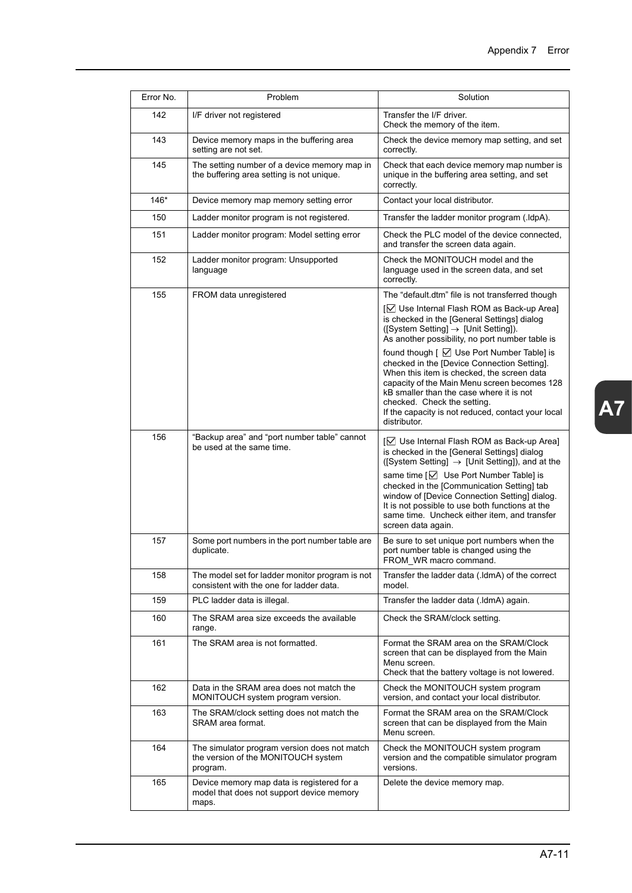| Error No. | Problem | Solution |
|---|---|---|
| 142 | I/F driver not registered | Transfer the I/F driver.<br>Check the memory of the item. |
| 143 | Device memory maps in the buffering area setting are not set. | Check the device memory map setting, and set correctly. |
| 145 | The setting number of a device memory map in the buffering area setting is not unique. | Check that each device memory map number is unique in the buffering area setting, and set correctly. |
| 146* | Device memory map memory setting error | Contact your local distributor. |
| 150 | Ladder monitor program is not registered. | Transfer the ladder monitor program (.ldpA). |
| 151 | Ladder monitor program: Model setting error | Check the PLC model of the device connected, and transfer the screen data again. |
| 152 | Ladder monitor program: Unsupported language | Check the MONITOUCH model and the language used in the screen data, and set correctly. |
| 155 | FROM data unregistered | The “default.dtm” file is not transferred though [☑ Use Internal Flash ROM as Back-up Area] is checked in the [General Settings] dialog ([System Setting] → [Unit Setting]).<br>As another possibility, no port number table is found though [ ☑ Use Port Number Table] is checked in the [Device Connection Setting]. When this item is checked, the screen data capacity of the Main Menu screen becomes 128 kB smaller than the case where it is not checked. Check the setting.<br>If the capacity is not reduced, contact your local distributor. |
| 156 | “Backup area” and “port number table” cannot be used at the same time. | [☑ Use Internal Flash ROM as Back-up Area] is checked in the [General Settings] dialog ([System Setting] → [Unit Setting]), and at the same time [☑ Use Port Number Table] is checked in the [Communication Setting] tab window of [Device Connection Setting] dialog.<br>It is not possible to use both functions at the same time. Uncheck either item, and transfer screen data again. |
| 157 | Some port numbers in the port number table are duplicate. | Be sure to set unique port numbers when the port number table is changed using the FROM_WR macro command. |
| 158 | The model set for ladder monitor program is not consistent with the one for ladder data. | Transfer the ladder data (.ldmA) of the correct model. |
| 159 | PLC ladder data is illegal. | Transfer the ladder data (.ldmA) again. |
| 160 | The SRAM area size exceeds the available range. | Check the SRAM/clock setting. |
| 161 | The SRAM area is not formatted. | Format the SRAM area on the SRAM/Clock screen that can be displayed from the Main Menu screen.<br>Check that the battery voltage is not lowered. |
| 162 | Data in the SRAM area does not match the MONITOUCH system program version. | Check the MONITOUCH system program version, and contact your local distributor. |
| 163 | The SRAM/clock setting does not match the SRAM area format. | Format the SRAM area on the SRAM/Clock screen that can be displayed from the Main Menu screen. |
| 164 | The simulator program version does not match the version of the MONITOUCH system program. | Check the MONITOUCH system program version and the compatible simulator program versions. |
| 165 | Device memory map data is registered for a model that does not support device memory maps. | Delete the device memory map. |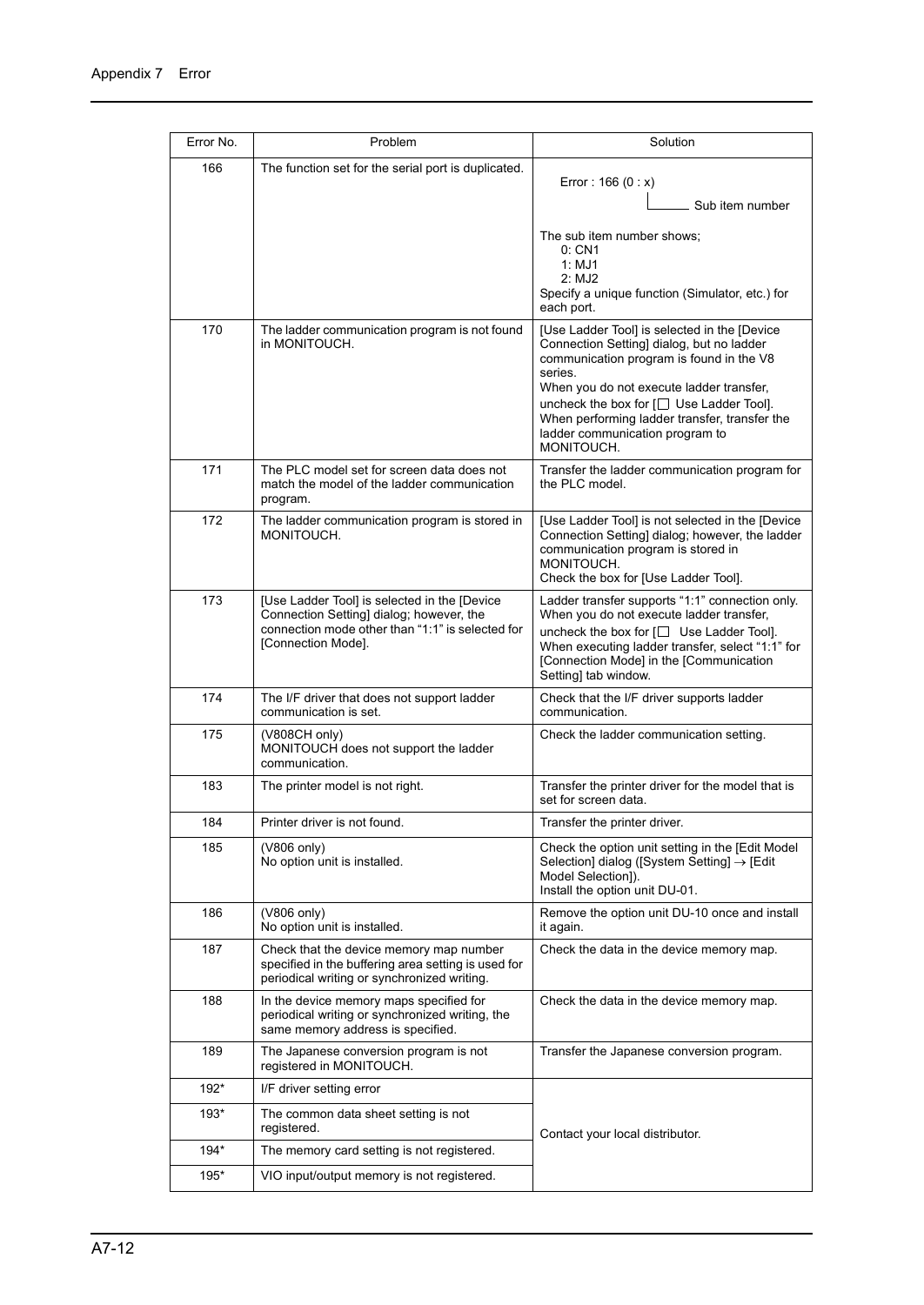| Error No. | Problem | Solution |
|---|---|---|
| 166 | The function set for the serial port is duplicated. | Error : 166 (0 : x)<br>Sub item number<br><br>The sub item number shows;<br>0: CN1<br>1: MJ1<br>2: MJ2<br>Specify a unique function (Simulator, etc.) for each port. |
| 170 | The ladder communication program is not found in MONITOUCH. | [Use Ladder Tool] is selected in the [Device Connection Setting] dialog, but no ladder communication program is found in the V8 series.<br>When you do not execute ladder transfer, uncheck the box for [☐ Use Ladder Tool].<br>When performing ladder transfer, transfer the ladder communication program to MONITOUCH. |
| 171 | The PLC model set for screen data does not match the model of the ladder communication program. | Transfer the ladder communication program for the PLC model. |
| 172 | The ladder communication program is stored in MONITOUCH. | [Use Ladder Tool] is not selected in the [Device Connection Setting] dialog; however, the ladder communication program is stored in MONITOUCH.<br>Check the box for [Use Ladder Tool]. |
| 173 | [Use Ladder Tool] is selected in the [Device Connection Setting] dialog; however, the connection mode other than “1:1” is selected for [Connection Mode]. | Ladder transfer supports “1:1” connection only.<br>When you do not execute ladder transfer, uncheck the box for [☐ Use Ladder Tool].<br>When executing ladder transfer, select “1:1” for [Connection Mode] in the [Communication Setting] tab window. |
| 174 | The I/F driver that does not support ladder communication is set. | Check that the I/F driver supports ladder communication. |
| 175 | (V808CH only)<br>MONITOUCH does not support the ladder communication. | Check the ladder communication setting. |
| 183 | The printer model is not right. | Transfer the printer driver for the model that is set for screen data. |
| 184 | Printer driver is not found. | Transfer the printer driver. |
| 185 | (V806 only)<br>No option unit is installed. | Check the option unit setting in the [Edit Model Selection] dialog ([System Setting] → [Edit Model Selection]).<br>Install the option unit DU-01. |
| 186 | (V806 only)<br>No option unit is installed. | Remove the option unit DU-10 once and install it again. |
| 187 | Check that the device memory map number specified in the buffering area setting is used for periodical writing or synchronized writing. | Check the data in the device memory map. |
| 188 | In the device memory maps specified for periodical writing or synchronized writing, the same memory address is specified. | Check the data in the device memory map. |
| 189 | The Japanese conversion program is not registered in MONITOUCH. | Transfer the Japanese conversion program. |
| 192* | I/F driver setting error | Contact your local distributor. |
| 193* | The common data sheet setting is not registered. | |
| 194* | The memory card setting is not registered. | |
| 195* | VIO input/output memory is not registered. | |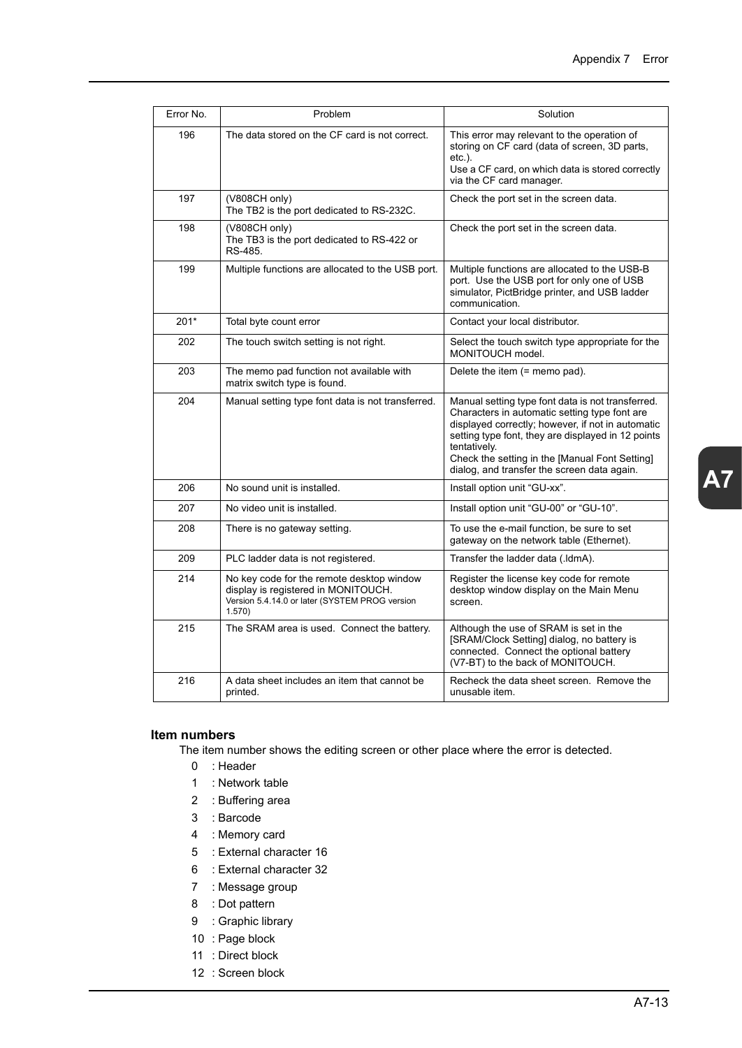| Error No. | Problem | Solution |
|---|---|---|
| 196 | The data stored on the CF card is not correct. | This error may relevant to the operation of storing on CF card (data of screen, 3D parts, etc.).<br>Use a CF card, on which data is stored correctly via the CF card manager. |
| 197 | (V808CH only)<br>The TB2 is the port dedicated to RS-232C. | Check the port set in the screen data. |
| 198 | (V808CH only)<br>The TB3 is the port dedicated to RS-422 or RS-485. | Check the port set in the screen data. |
| 199 | Multiple functions are allocated to the USB port. | Multiple functions are allocated to the USB-B port. Use the USB port for only one of USB simulator, PictBridge printer, and USB ladder communication. |
| 201* | Total byte count error | Contact your local distributor. |
| 202 | The touch switch setting is not right. | Select the touch switch type appropriate for the MONITOUCH model. |
| 203 | The memo pad function not available with matrix switch type is found. | Delete the item (= memo pad). |
| 204 | Manual setting type font data is not transferred. | Manual setting type font data is not transferred. Characters in automatic setting type font are displayed correctly; however, if not in automatic setting type font, they are displayed in 12 points tentatively.<br>Check the setting in the [Manual Font Setting] dialog, and transfer the screen data again. |
| 206 | No sound unit is installed. | Install option unit “GU-xx”. |
| 207 | No video unit is installed. | Install option unit “GU-00” or “GU-10”. |
| 208 | There is no gateway setting. | To use the e-mail function, be sure to set gateway on the network table (Ethernet). |
| 209 | PLC ladder data is not registered. | Transfer the ladder data (.ldmA). |
| 214 | No key code for the remote desktop window display is registered in MONITOUCH.<br>Version 5.4.14.0 or later (SYSTEM PROG version 1.570) | Register the license key code for remote desktop window display on the Main Menu screen. |
| 215 | The SRAM area is used. Connect the battery. | Although the use of SRAM is set in the [SRAM/Clock Setting] dialog, no battery is connected. Connect the optional battery (V7-BT) to the back of MONITOUCH. |
| 216 | A data sheet includes an item that cannot be printed. | Recheck the data sheet screen. Remove the unusable item. |

### Item numbers

The item number shows the editing screen or other place where the error is detected.

- 0 : Header
- 1 : Network table
- 2 : Buffering area
- 3 : Barcode
- 4 : Memory card
- 5 : External character 16
- 6 : External character 32
- 7 : Message group
- 8 : Dot pattern
- 9 : Graphic library
- 10 : Page block
- 11 : Direct block
- 12 : Screen block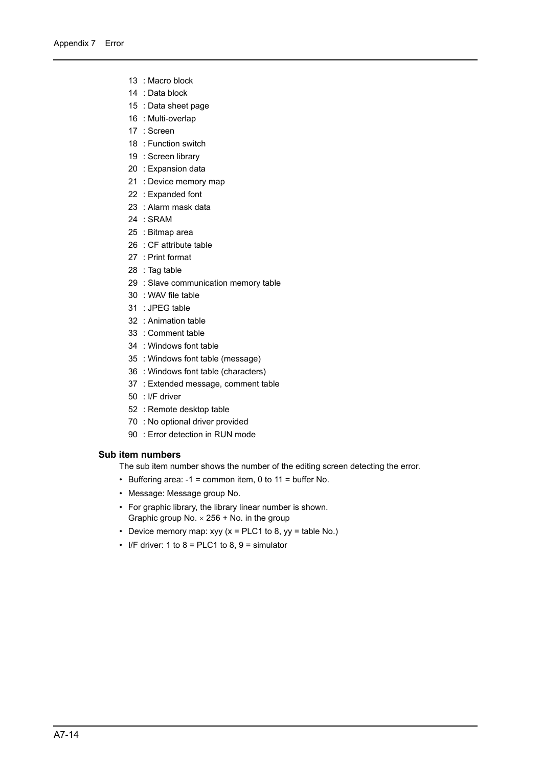13 : Macro block
14 : Data block
15 : Data sheet page
16 : Multi-overlap
17 : Screen
18 : Function switch
19 : Screen library
20 : Expansion data
21 : Device memory map
22 : Expanded font
23 : Alarm mask data
24 : SRAM
25 : Bitmap area
26 : CF attribute table
27 : Print format
28 : Tag table
29 : Slave communication memory table
30 : WAV file table
31 : JPEG table
32 : Animation table
33 : Comment table
34 : Windows font table
35 : Windows font table (message)
36 : Windows font table (characters)
37 : Extended message, comment table
50 : I/F driver
52 : Remote desktop table
70 : No optional driver provided
90 : Error detection in RUN mode

### Sub item numbers

The sub item number shows the number of the editing screen detecting the error.

- Buffering area: -1 = common item, 0 to 11 = buffer No.
- Message: Message group No.
- For graphic library, the library linear number is shown.
  Graphic group No. × 256 + No. in the group
- Device memory map: xyy (x = PLC1 to 8, yy = table No.)
- I/F driver: 1 to 8 = PLC1 to 8, 9 = simulator